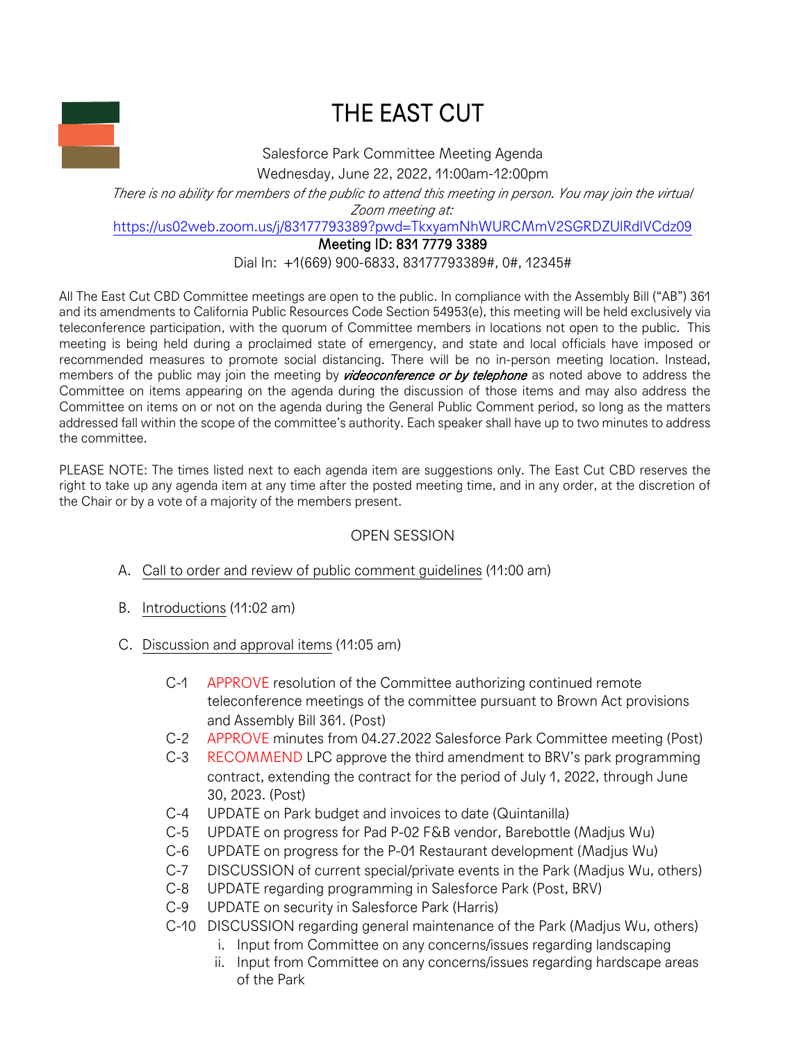# THE EAST CUT

Salesforce Park Committee Meeting Agenda

Wednesday, June 22, 2022, 11:00am-12:00pm

*There is no ability for members of the public to attend this meeting in person. You may join the virtual Zoom meeting at:*

https://us02web.zoom.us/j/83177793389?pwd=TkxyamNhWURCMmV2SGRDZUlRdlVCdz09

Meeting ID: 831 7779 3389

Dial In: +1(669) 900-6833, 83177793389#, 0#, 12345#

All The East Cut CBD Committee meetings are open to the public. In compliance with the Assembly Bill ("AB") 361 and its amendments to California Public Resources Code Section 54953(e), this meeting will be held exclusively via teleconference participation, with the quorum of Committee members in locations not open to the public. This meeting is being held during a proclaimed state of emergency, and state and local officials have imposed or recommended measures to promote social distancing. There will be no in-person meeting location. Instead, members of the public may join the meeting by ***videoconference or by telephone*** as noted above to address the Committee on items appearing on the agenda during the discussion of those items and may also address the Committee on items on or not on the agenda during the General Public Comment period, so long as the matters addressed fall within the scope of the committee's authority. Each speaker shall have up to two minutes to address the committee.

PLEASE NOTE: The times listed next to each agenda item are suggestions only. The East Cut CBD reserves the right to take up any agenda item at any time after the posted meeting time, and in any order, at the discretion of the Chair or by a vote of a majority of the members present.

## OPEN SESSION

A. Call to order and review of public comment guidelines (11:00 am)

B. Introductions (11:02 am)

C. Discussion and approval items (11:05 am)

- C-1 APPROVE resolution of the Committee authorizing continued remote teleconference meetings of the committee pursuant to Brown Act provisions and Assembly Bill 361. (Post)
- C-2 APPROVE minutes from 04.27.2022 Salesforce Park Committee meeting (Post)
- C-3 RECOMMEND LPC approve the third amendment to BRV's park programming contract, extending the contract for the period of July 1, 2022, through June 30, 2023. (Post)
- C-4 UPDATE on Park budget and invoices to date (Quintanilla)
- C-5 UPDATE on progress for Pad P-02 F&B vendor, Barebottle (Madjus Wu)
- C-6 UPDATE on progress for the P-01 Restaurant development (Madjus Wu)
- C-7 DISCUSSION of current special/private events in the Park (Madjus Wu, others)
- C-8 UPDATE regarding programming in Salesforce Park (Post, BRV)
- C-9 UPDATE on security in Salesforce Park (Harris)
- C-10 DISCUSSION regarding general maintenance of the Park (Madjus Wu, others)
  - i. Input from Committee on any concerns/issues regarding landscaping
  - ii. Input from Committee on any concerns/issues regarding hardscape areas of the Park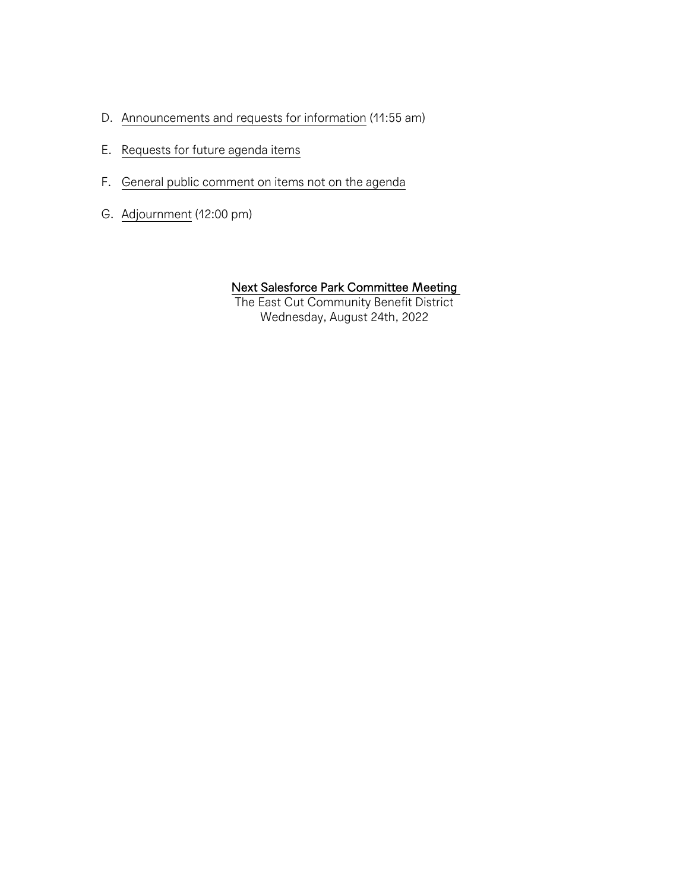D. Announcements and requests for information (11:55 am)

E. Requests for future agenda items

F. General public comment on items not on the agenda

G. Adjournment (12:00 pm)

**Next Salesforce Park Committee Meeting**

The East Cut Community Benefit District

Wednesday, August 24th, 2022